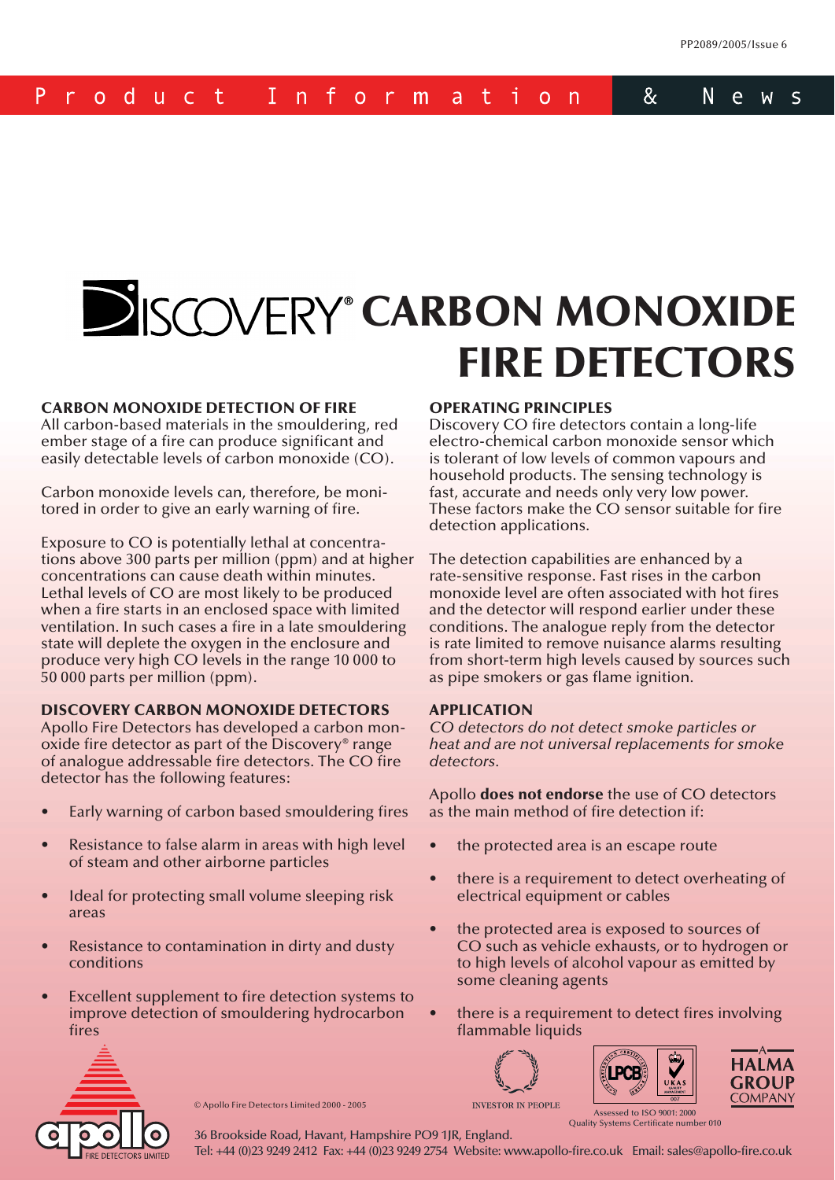PP2089/2005/Issue 6

Product Information & News

# DISCOVERY® CARBON MONOXIDE FIRE DETECTORS

## CARBON MONOXIDE DETECTION OF FIRE

All carbon-based materials in the smouldering, red ember stage of a fire can produce significant and easily detectable levels of carbon monoxide (CO).

Carbon monoxide levels can, therefore, be monitored in order to give an early warning of fire.

Exposure to CO is potentially lethal at concentrations above 300 parts per million (ppm) and at higher concentrations can cause death within minutes. Lethal levels of CO are most likely to be produced when a fire starts in an enclosed space with limited ventilation. In such cases a fire in a late smouldering state will deplete the oxygen in the enclosure and produce very high CO levels in the range 10 000 to 50 000 parts per million (ppm).

## DISCOVERY CARBON MONOXIDE DETECTORS

Apollo Fire Detectors has developed a carbon monoxide fire detector as part of the Discovery® range of analogue addressable fire detectors. The CO fire detector has the following features:

- Early warning of carbon based smouldering fires
- Resistance to false alarm in areas with high level of steam and other airborne particles
- Ideal for protecting small volume sleeping risk areas
- Resistance to contamination in dirty and dusty conditions
- Excellent supplement to fire detection systems to improve detection of smouldering hydrocarbon fires

## OPERATING PRINCIPLES

Discovery CO fire detectors contain a long-life electro-chemical carbon monoxide sensor which is tolerant of low levels of common vapours and household products. The sensing technology is fast, accurate and needs only very low power. These factors make the CO sensor suitable for fire detection applications.

The detection capabilities are enhanced by a rate-sensitive response. Fast rises in the carbon monoxide level are often associated with hot fires and the detector will respond earlier under these conditions. The analogue reply from the detector is rate limited to remove nuisance alarms resulting from short-term high levels caused by sources such as pipe smokers or gas flame ignition.

## APPLICATION

*CO detectors do not detect smoke particles or heat and are not universal replacements for smoke detectors.*

Apollo **does not endorse** the use of CO detectors as the main method of fire detection if:

- the protected area is an escape route
- there is a requirement to detect overheating of electrical equipment or cables
- the protected area is exposed to sources of CO such as vehicle exhausts, or to hydrogen or to high levels of alcohol vapour as emitted by some cleaning agents
- there is a requirement to detect fires involving flammable liquids

© Apollo Fire Detectors Limited 2000 - 2005

INVESTOR IN PEOPLE

Assessed to ISO 9001: 2000
Quality Systems Certificate number 010

A HALMA GROUP COMPANY

36 Brookside Road, Havant, Hampshire PO9 1JR, England.
Tel: +44 (0)23 9249 2412 Fax: +44 (0)23 9249 2754 Website: www.apollo-fire.co.uk Email: sales@apollo-fire.co.uk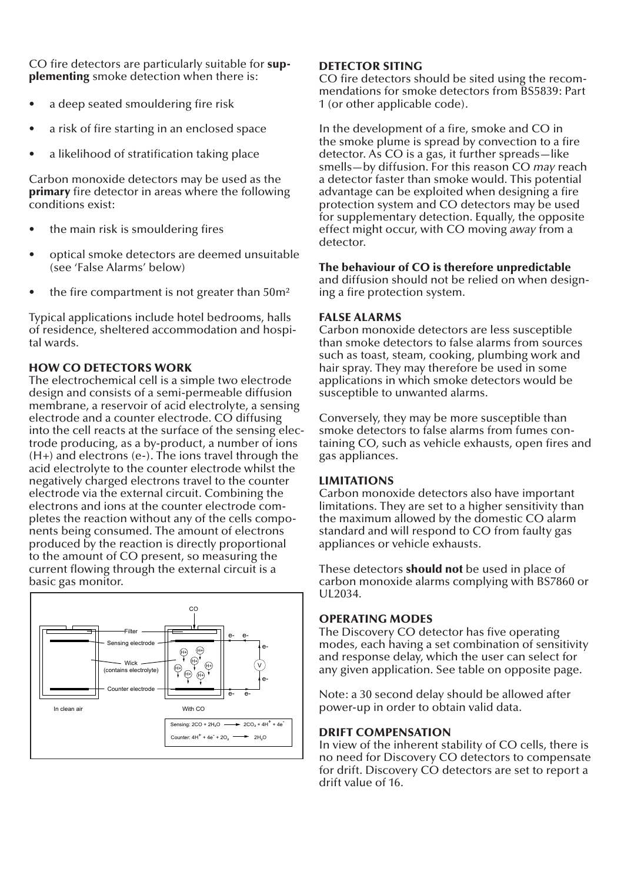CO fire detectors are particularly suitable for **supplementing** smoke detection when there is:

- a deep seated smouldering fire risk
- a risk of fire starting in an enclosed space
- a likelihood of stratification taking place

Carbon monoxide detectors may be used as the **primary** fire detector in areas where the following conditions exist:

- the main risk is smouldering fires
- optical smoke detectors are deemed unsuitable (see 'False Alarms' below)
- the fire compartment is not greater than 50m²

Typical applications include hotel bedrooms, halls of residence, sheltered accommodation and hospital wards.

## HOW CO DETECTORS WORK

The electrochemical cell is a simple two electrode design and consists of a semi-permeable diffusion membrane, a reservoir of acid electrolyte, a sensing electrode and a counter electrode. CO diffusing into the cell reacts at the surface of the sensing electrode producing, as a by-product, a number of ions (H+) and electrons (e-). The ions travel through the acid electrolyte to the counter electrode whilst the negatively charged electrons travel to the counter electrode via the external circuit. Combining the electrons and ions at the counter electrode completes the reaction without any of the cells components being consumed. The amount of electrons produced by the reaction is directly proportional to the amount of CO present, so measuring the current flowing through the external circuit is a basic gas monitor.

Sensing: $2CO + 2H_2O \longrightarrow 2CO_2 + 4H^+ + 4e^-$

Counter: $4H^+ + 4e^- + 2O_2 \longrightarrow 2H_2O$

## DETECTOR SITING

CO fire detectors should be sited using the recommendations for smoke detectors from BS5839: Part 1 (or other applicable code).

In the development of a fire, smoke and CO in the smoke plume is spread by convection to a fire detector. As CO is a gas, it further spreads—like smells—by diffusion. For this reason CO *may* reach a detector faster than smoke would. This potential advantage can be exploited when designing a fire protection system and CO detectors may be used for supplementary detection. Equally, the opposite effect might occur, with CO moving *away* from a detector.

**The behaviour of CO is therefore unpredictable** and diffusion should not be relied on when designing a fire protection system.

## FALSE ALARMS

Carbon monoxide detectors are less susceptible than smoke detectors to false alarms from sources such as toast, steam, cooking, plumbing work and hair spray. They may therefore be used in some applications in which smoke detectors would be susceptible to unwanted alarms.

Conversely, they may be more susceptible than smoke detectors to false alarms from fumes containing CO, such as vehicle exhausts, open fires and gas appliances.

## LIMITATIONS

Carbon monoxide detectors also have important limitations. They are set to a higher sensitivity than the maximum allowed by the domestic CO alarm standard and will respond to CO from faulty gas appliances or vehicle exhausts.

These detectors **should not** be used in place of carbon monoxide alarms complying with BS7860 or UL2034.

## OPERATING MODES

The Discovery CO detector has five operating modes, each having a set combination of sensitivity and response delay, which the user can select for any given application. See table on opposite page.

Note: a 30 second delay should be allowed after power-up in order to obtain valid data.

## DRIFT COMPENSATION

In view of the inherent stability of CO cells, there is no need for Discovery CO detectors to compensate for drift. Discovery CO detectors are set to report a drift value of 16.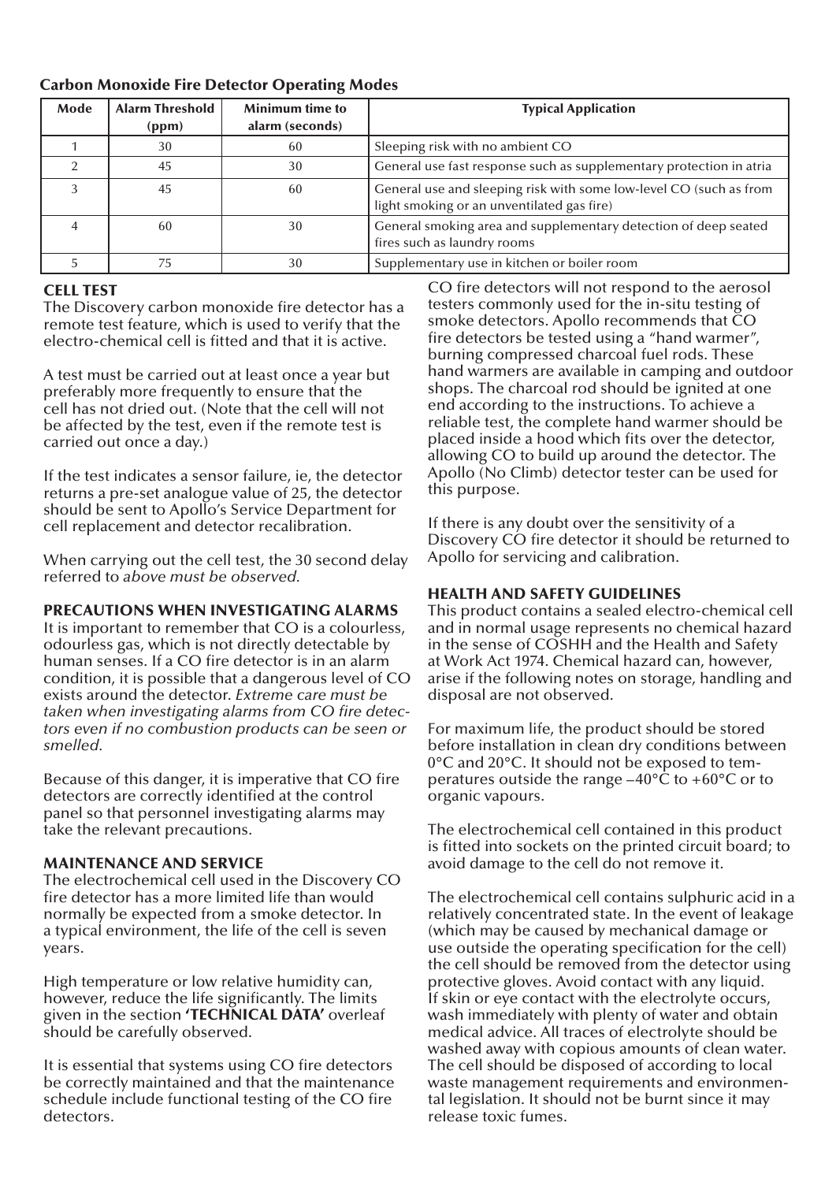**Carbon Monoxide Fire Detector Operating Modes**

| Mode | Alarm Threshold (ppm) | Minimum time to alarm (seconds) | Typical Application |
|---|---|---|---|
| 1 | 30 | 60 | Sleeping risk with no ambient CO |
| 2 | 45 | 30 | General use fast response such as supplementary protection in atria |
| 3 | 45 | 60 | General use and sleeping risk with some low-level CO (such as from light smoking or an unventilated gas fire) |
| 4 | 60 | 30 | General smoking area and supplementary detection of deep seated fires such as laundry rooms |
| 5 | 75 | 30 | Supplementary use in kitchen or boiler room |

**CELL TEST**

The Discovery carbon monoxide fire detector has a remote test feature, which is used to verify that the electro-chemical cell is fitted and that it is active.

A test must be carried out at least once a year but preferably more frequently to ensure that the cell has not dried out. (Note that the cell will not be affected by the test, even if the remote test is carried out once a day.)

If the test indicates a sensor failure, ie, the detector returns a pre-set analogue value of 25, the detector should be sent to Apollo's Service Department for cell replacement and detector recalibration.

When carrying out the cell test, the 30 second delay referred to *above must be observed.*

**PRECAUTIONS WHEN INVESTIGATING ALARMS**

It is important to remember that CO is a colourless, odourless gas, which is not directly detectable by human senses. If a CO fire detector is in an alarm condition, it is possible that a dangerous level of CO exists around the detector. *Extreme care must be taken when investigating alarms from CO fire detectors even if no combustion products can be seen or smelled.*

Because of this danger, it is imperative that CO fire detectors are correctly identified at the control panel so that personnel investigating alarms may take the relevant precautions.

**MAINTENANCE AND SERVICE**

The electrochemical cell used in the Discovery CO fire detector has a more limited life than would normally be expected from a smoke detector. In a typical environment, the life of the cell is seven years.

High temperature or low relative humidity can, however, reduce the life significantly. The limits given in the section **'TECHNICAL DATA'** overleaf should be carefully observed.

It is essential that systems using CO fire detectors be correctly maintained and that the maintenance schedule include functional testing of the CO fire detectors.

CO fire detectors will not respond to the aerosol testers commonly used for the in-situ testing of smoke detectors. Apollo recommends that CO fire detectors be tested using a "hand warmer", burning compressed charcoal fuel rods. These hand warmers are available in camping and outdoor shops. The charcoal rod should be ignited at one end according to the instructions. To achieve a reliable test, the complete hand warmer should be placed inside a hood which fits over the detector, allowing CO to build up around the detector. The Apollo (No Climb) detector tester can be used for this purpose.

If there is any doubt over the sensitivity of a Discovery CO fire detector it should be returned to Apollo for servicing and calibration.

**HEALTH AND SAFETY GUIDELINES**

This product contains a sealed electro-chemical cell and in normal usage represents no chemical hazard in the sense of COSHH and the Health and Safety at Work Act 1974. Chemical hazard can, however, arise if the following notes on storage, handling and disposal are not observed.

For maximum life, the product should be stored before installation in clean dry conditions between 0°C and 20°C. It should not be exposed to temperatures outside the range –40°C to +60°C or to organic vapours.

The electrochemical cell contained in this product is fitted into sockets on the printed circuit board; to avoid damage to the cell do not remove it.

The electrochemical cell contains sulphuric acid in a relatively concentrated state. In the event of leakage (which may be caused by mechanical damage or use outside the operating specification for the cell) the cell should be removed from the detector using protective gloves. Avoid contact with any liquid. If skin or eye contact with the electrolyte occurs, wash immediately with plenty of water and obtain medical advice. All traces of electrolyte should be washed away with copious amounts of clean water. The cell should be disposed of according to local waste management requirements and environmental legislation. It should not be burnt since it may release toxic fumes.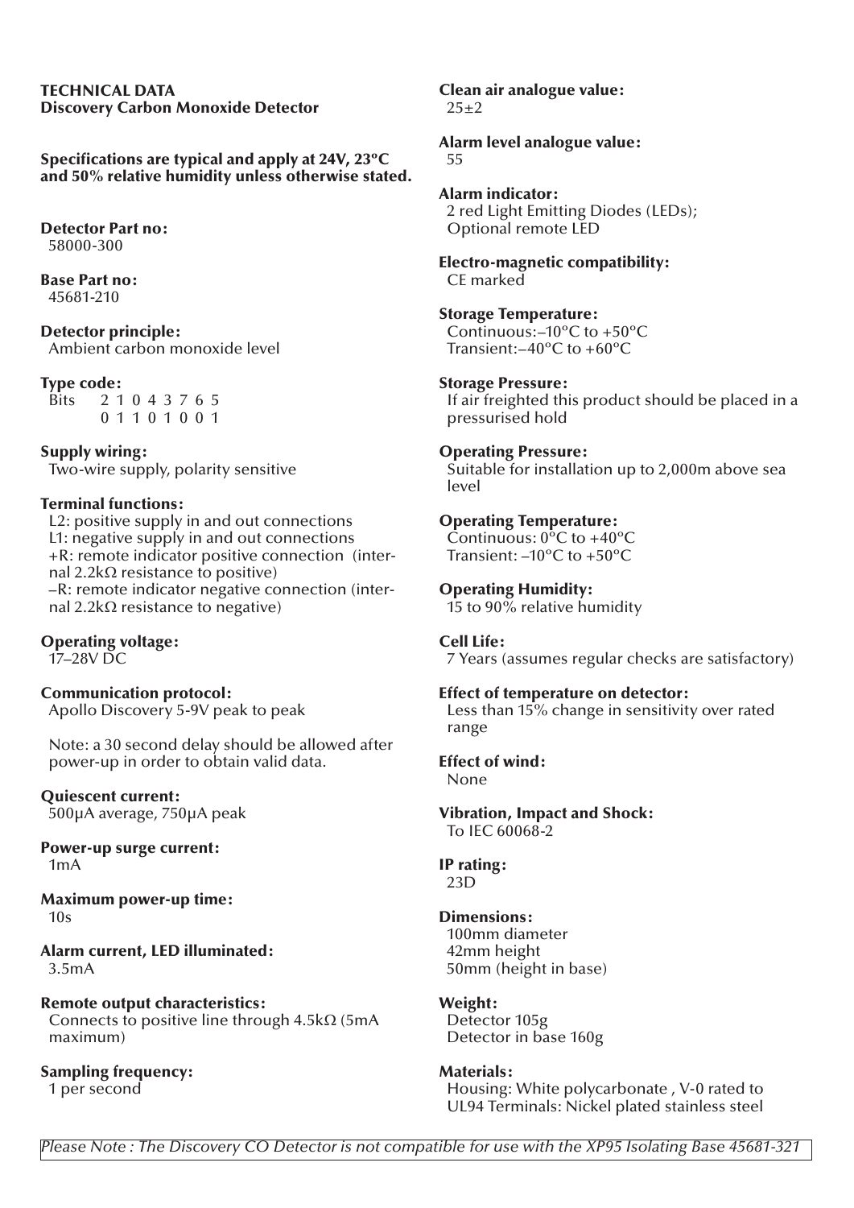**TECHNICAL DATA**
**Discovery Carbon Monoxide Detector**

**Specifications are typical and apply at 24V, 23°C and 50% relative humidity unless otherwise stated.**

**Detector Part no:**
58000-300

**Base Part no:**
45681-210

**Detector principle:**
Ambient carbon monoxide level

**Type code:**

| | |
|---|---|
| Bits | 2 1 0 4 3 7 6 5 |
| | 0 1 1 0 1 0 0 1 |

**Supply wiring:**
Two-wire supply, polarity sensitive

**Terminal functions:**
L2: positive supply in and out connections
L1: negative supply in and out connections
+R: remote indicator positive connection (internal 2.2kΩ resistance to positive)
–R: remote indicator negative connection (internal 2.2kΩ resistance to negative)

**Operating voltage:**
17–28V DC

**Communication protocol:**
Apollo Discovery 5-9V peak to peak

Note: a 30 second delay should be allowed after power-up in order to obtain valid data.

**Quiescent current:**
500μA average, 750μA peak

**Power-up surge current:**
1mA

**Maximum power-up time:**
10s

**Alarm current, LED illuminated:**
3.5mA

**Remote output characteristics:**
Connects to positive line through 4.5kΩ (5mA maximum)

**Sampling frequency:**
1 per second

**Clean air analogue value:**
25±2

**Alarm level analogue value:**
55

**Alarm indicator:**
2 red Light Emitting Diodes (LEDs);
Optional remote LED

**Electro-magnetic compatibility:**
CE marked

**Storage Temperature:**
Continuous:–10°C to +50°C
Transient:–40°C to +60°C

**Storage Pressure:**
If air freighted this product should be placed in a pressurised hold

**Operating Pressure:**
Suitable for installation up to 2,000m above sea level

**Operating Temperature:**
Continuous: 0°C to +40°C
Transient: –10°C to +50°C

**Operating Humidity:**
15 to 90% relative humidity

**Cell Life:**
7 Years (assumes regular checks are satisfactory)

**Effect of temperature on detector:**
Less than 15% change in sensitivity over rated range

**Effect of wind:**
None

**Vibration, Impact and Shock:**
To IEC 60068-2

**IP rating:**
23D

**Dimensions:**
100mm diameter
42mm height
50mm (height in base)

**Weight:**
Detector 105g
Detector in base 160g

**Materials:**
Housing: White polycarbonate , V-0 rated to UL94 Terminals: Nickel plated stainless steel

*Please Note : The Discovery CO Detector is not compatible for use with the XP95 Isolating Base 45681-321*